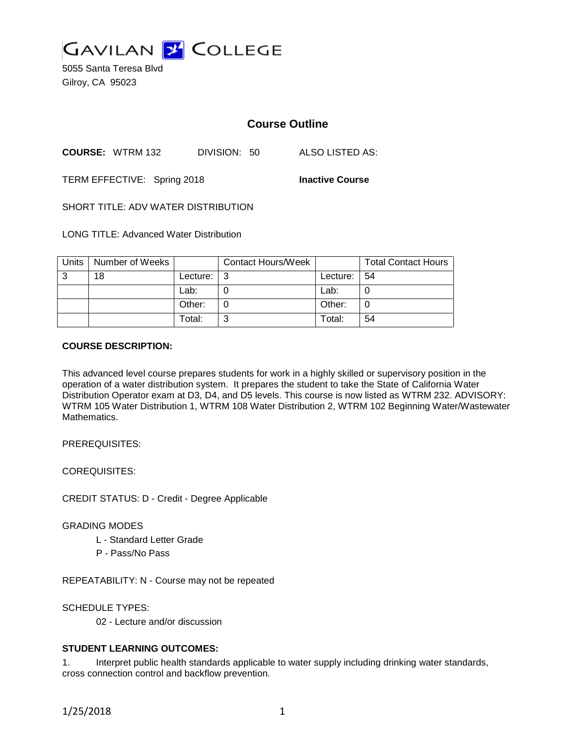# GAVILAN COLLEGE

5055 Santa Teresa Blvd
Gilroy, CA 95023

## Course Outline

**COURSE:** WTRM 132 DIVISION: 50 ALSO LISTED AS:

TERM EFFECTIVE: Spring 2018 **Inactive Course**

SHORT TITLE: ADV WATER DISTRIBUTION

LONG TITLE: Advanced Water Distribution

| Units | Number of Weeks | | Contact Hours/Week | | Total Contact Hours |
|---|---|---|---|---|---|
| 3 | 18 | Lecture: | 3 | Lecture: | 54 |
| | | Lab: | 0 | Lab: | 0 |
| | | Other: | 0 | Other: | 0 |
| | | Total: | 3 | Total: | 54 |

**COURSE DESCRIPTION:**

This advanced level course prepares students for work in a highly skilled or supervisory position in the operation of a water distribution system. It prepares the student to take the State of California Water Distribution Operator exam at D3, D4, and D5 levels. This course is now listed as WTRM 232. ADVISORY: WTRM 105 Water Distribution 1, WTRM 108 Water Distribution 2, WTRM 102 Beginning Water/Wastewater Mathematics.

PREREQUISITES:

COREQUISITES:

CREDIT STATUS: D - Credit - Degree Applicable

GRADING MODES

- L - Standard Letter Grade
- P - Pass/No Pass

REPEATABILITY: N - Course may not be repeated

SCHEDULE TYPES:

- 02 - Lecture and/or discussion

**STUDENT LEARNING OUTCOMES:**

1. Interpret public health standards applicable to water supply including drinking water standards, cross connection control and backflow prevention.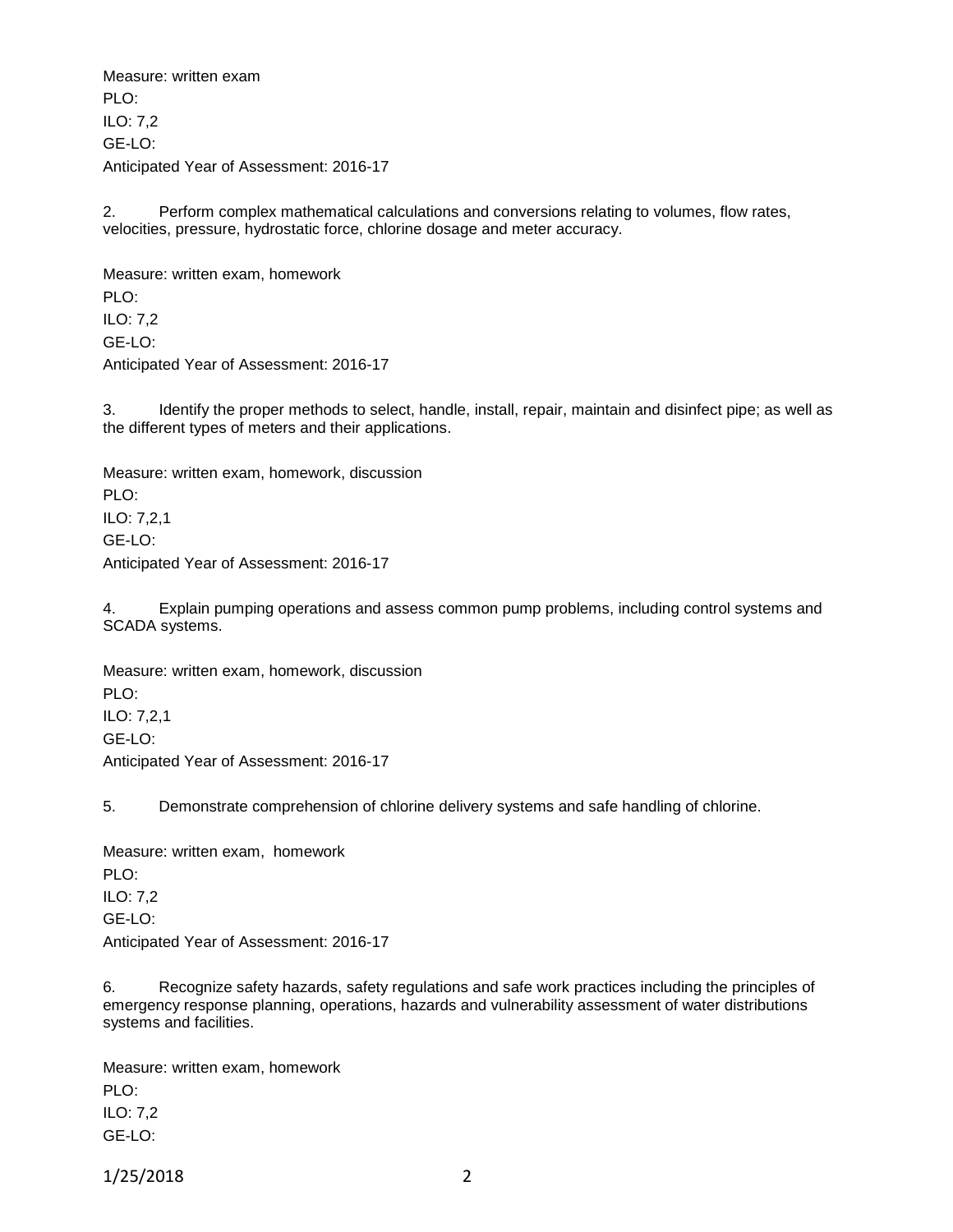Measure: written exam
PLO:
ILO: 7,2
GE-LO:
Anticipated Year of Assessment: 2016-17

2. Perform complex mathematical calculations and conversions relating to volumes, flow rates, velocities, pressure, hydrostatic force, chlorine dosage and meter accuracy.

Measure: written exam, homework
PLO:
ILO: 7,2
GE-LO:
Anticipated Year of Assessment: 2016-17

3. Identify the proper methods to select, handle, install, repair, maintain and disinfect pipe; as well as the different types of meters and their applications.

Measure: written exam, homework, discussion
PLO:
ILO: 7,2,1
GE-LO:
Anticipated Year of Assessment: 2016-17

4. Explain pumping operations and assess common pump problems, including control systems and SCADA systems.

Measure: written exam, homework, discussion
PLO:
ILO: 7,2,1
GE-LO:
Anticipated Year of Assessment: 2016-17

5. Demonstrate comprehension of chlorine delivery systems and safe handling of chlorine.

Measure: written exam, homework
PLO:
ILO: 7,2
GE-LO:
Anticipated Year of Assessment: 2016-17

6. Recognize safety hazards, safety regulations and safe work practices including the principles of emergency response planning, operations, hazards and vulnerability assessment of water distributions systems and facilities.

Measure: written exam, homework
PLO:
ILO: 7,2
GE-LO: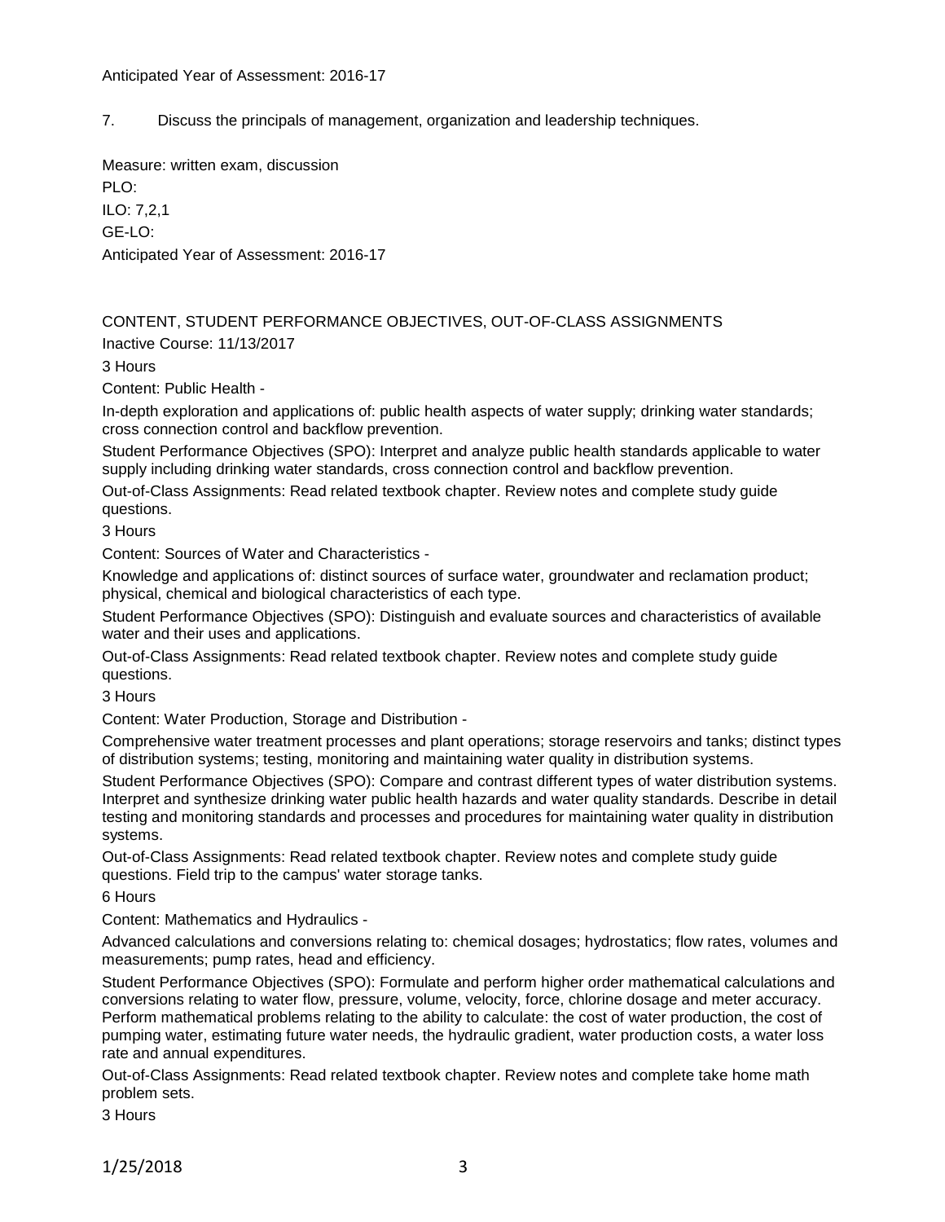Anticipated Year of Assessment: 2016-17

7. Discuss the principals of management, organization and leadership techniques.

Measure: written exam, discussion
PLO:
ILO: 7,2,1
GE-LO:
Anticipated Year of Assessment: 2016-17

## CONTENT, STUDENT PERFORMANCE OBJECTIVES, OUT-OF-CLASS ASSIGNMENTS

Inactive Course: 11/13/2017

3 Hours

Content: Public Health -

In-depth exploration and applications of: public health aspects of water supply; drinking water standards; cross connection control and backflow prevention.

Student Performance Objectives (SPO): Interpret and analyze public health standards applicable to water supply including drinking water standards, cross connection control and backflow prevention.

Out-of-Class Assignments: Read related textbook chapter. Review notes and complete study guide questions.

3 Hours

Content: Sources of Water and Characteristics -

Knowledge and applications of: distinct sources of surface water, groundwater and reclamation product; physical, chemical and biological characteristics of each type.

Student Performance Objectives (SPO): Distinguish and evaluate sources and characteristics of available water and their uses and applications.

Out-of-Class Assignments: Read related textbook chapter. Review notes and complete study guide questions.

3 Hours

Content: Water Production, Storage and Distribution -

Comprehensive water treatment processes and plant operations; storage reservoirs and tanks; distinct types of distribution systems; testing, monitoring and maintaining water quality in distribution systems.

Student Performance Objectives (SPO): Compare and contrast different types of water distribution systems. Interpret and synthesize drinking water public health hazards and water quality standards. Describe in detail testing and monitoring standards and processes and procedures for maintaining water quality in distribution systems.

Out-of-Class Assignments: Read related textbook chapter. Review notes and complete study guide questions. Field trip to the campus' water storage tanks.

6 Hours

Content: Mathematics and Hydraulics -

Advanced calculations and conversions relating to: chemical dosages; hydrostatics; flow rates, volumes and measurements; pump rates, head and efficiency.

Student Performance Objectives (SPO): Formulate and perform higher order mathematical calculations and conversions relating to water flow, pressure, volume, velocity, force, chlorine dosage and meter accuracy. Perform mathematical problems relating to the ability to calculate: the cost of water production, the cost of pumping water, estimating future water needs, the hydraulic gradient, water production costs, a water loss rate and annual expenditures.

Out-of-Class Assignments: Read related textbook chapter. Review notes and complete take home math problem sets.

3 Hours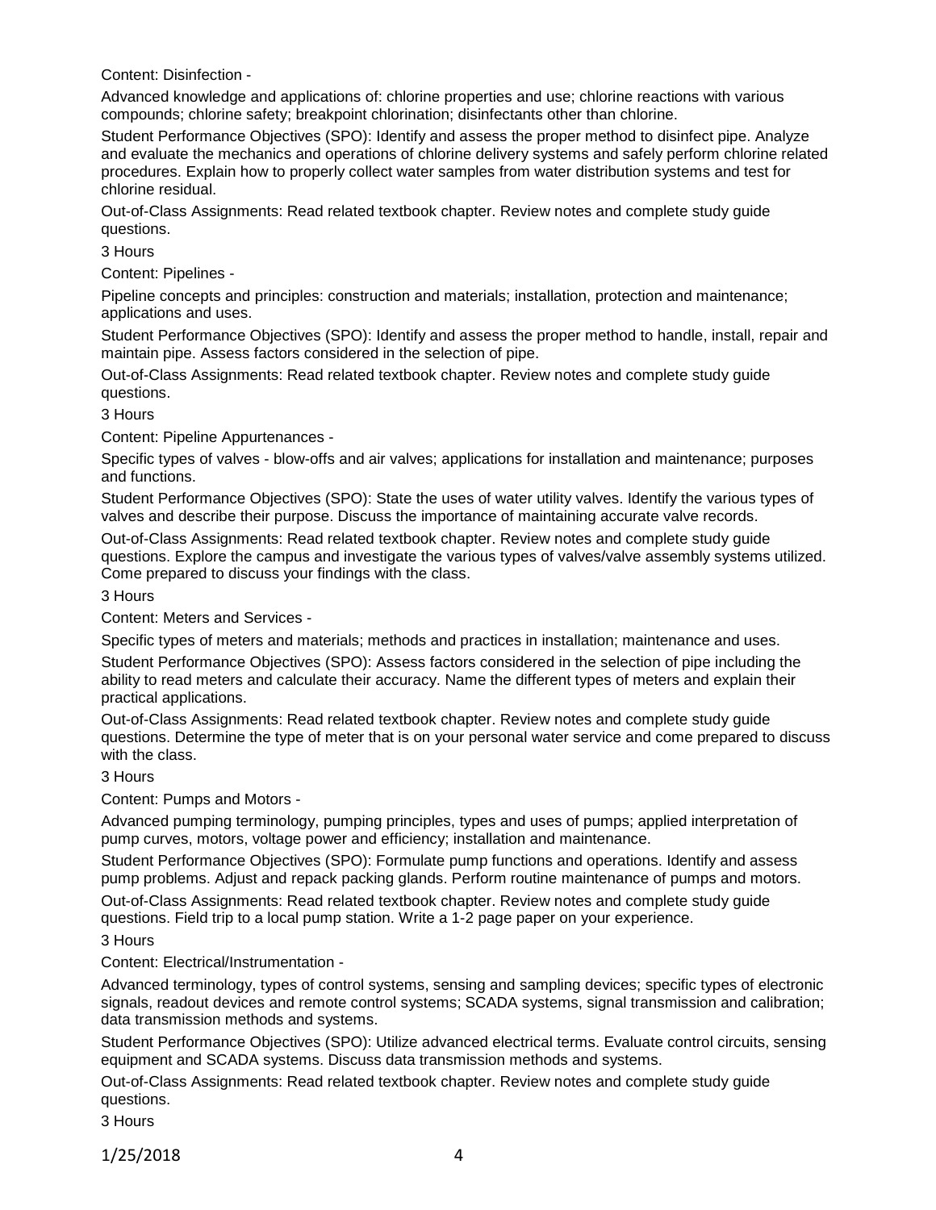Content: Disinfection -

Advanced knowledge and applications of: chlorine properties and use; chlorine reactions with various compounds; chlorine safety; breakpoint chlorination; disinfectants other than chlorine.

Student Performance Objectives (SPO): Identify and assess the proper method to disinfect pipe. Analyze and evaluate the mechanics and operations of chlorine delivery systems and safely perform chlorine related procedures. Explain how to properly collect water samples from water distribution systems and test for chlorine residual.

Out-of-Class Assignments: Read related textbook chapter. Review notes and complete study guide questions.

3 Hours

Content: Pipelines -

Pipeline concepts and principles: construction and materials; installation, protection and maintenance; applications and uses.

Student Performance Objectives (SPO): Identify and assess the proper method to handle, install, repair and maintain pipe. Assess factors considered in the selection of pipe.

Out-of-Class Assignments: Read related textbook chapter. Review notes and complete study guide questions.

3 Hours

Content: Pipeline Appurtenances -

Specific types of valves - blow-offs and air valves; applications for installation and maintenance; purposes and functions.

Student Performance Objectives (SPO): State the uses of water utility valves. Identify the various types of valves and describe their purpose. Discuss the importance of maintaining accurate valve records.

Out-of-Class Assignments: Read related textbook chapter. Review notes and complete study guide questions. Explore the campus and investigate the various types of valves/valve assembly systems utilized. Come prepared to discuss your findings with the class.

3 Hours

Content: Meters and Services -

Specific types of meters and materials; methods and practices in installation; maintenance and uses.

Student Performance Objectives (SPO): Assess factors considered in the selection of pipe including the ability to read meters and calculate their accuracy. Name the different types of meters and explain their practical applications.

Out-of-Class Assignments: Read related textbook chapter. Review notes and complete study guide questions. Determine the type of meter that is on your personal water service and come prepared to discuss with the class.

3 Hours

Content: Pumps and Motors -

Advanced pumping terminology, pumping principles, types and uses of pumps; applied interpretation of pump curves, motors, voltage power and efficiency; installation and maintenance.

Student Performance Objectives (SPO): Formulate pump functions and operations. Identify and assess pump problems. Adjust and repack packing glands. Perform routine maintenance of pumps and motors.

Out-of-Class Assignments: Read related textbook chapter. Review notes and complete study guide questions. Field trip to a local pump station. Write a 1-2 page paper on your experience.

3 Hours

Content: Electrical/Instrumentation -

Advanced terminology, types of control systems, sensing and sampling devices; specific types of electronic signals, readout devices and remote control systems; SCADA systems, signal transmission and calibration; data transmission methods and systems.

Student Performance Objectives (SPO): Utilize advanced electrical terms. Evaluate control circuits, sensing equipment and SCADA systems. Discuss data transmission methods and systems.

Out-of-Class Assignments: Read related textbook chapter. Review notes and complete study guide questions.

3 Hours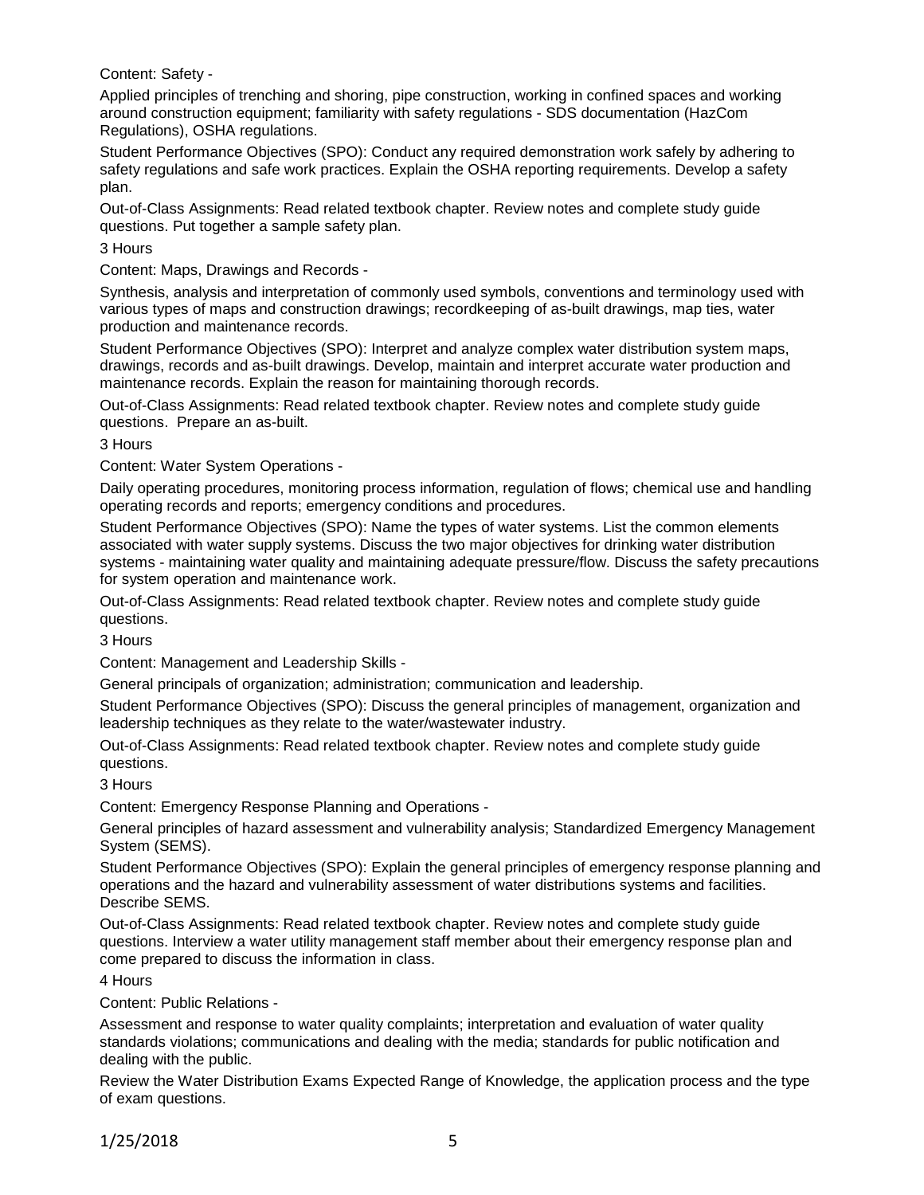Content: Safety -

Applied principles of trenching and shoring, pipe construction, working in confined spaces and working around construction equipment; familiarity with safety regulations - SDS documentation (HazCom Regulations), OSHA regulations.

Student Performance Objectives (SPO): Conduct any required demonstration work safely by adhering to safety regulations and safe work practices. Explain the OSHA reporting requirements. Develop a safety plan.

Out-of-Class Assignments: Read related textbook chapter. Review notes and complete study guide questions. Put together a sample safety plan.

3 Hours

Content: Maps, Drawings and Records -

Synthesis, analysis and interpretation of commonly used symbols, conventions and terminology used with various types of maps and construction drawings; recordkeeping of as-built drawings, map ties, water production and maintenance records.

Student Performance Objectives (SPO): Interpret and analyze complex water distribution system maps, drawings, records and as-built drawings. Develop, maintain and interpret accurate water production and maintenance records. Explain the reason for maintaining thorough records.

Out-of-Class Assignments: Read related textbook chapter. Review notes and complete study guide questions. Prepare an as-built.

3 Hours

Content: Water System Operations -

Daily operating procedures, monitoring process information, regulation of flows; chemical use and handling operating records and reports; emergency conditions and procedures.

Student Performance Objectives (SPO): Name the types of water systems. List the common elements associated with water supply systems. Discuss the two major objectives for drinking water distribution systems - maintaining water quality and maintaining adequate pressure/flow. Discuss the safety precautions for system operation and maintenance work.

Out-of-Class Assignments: Read related textbook chapter. Review notes and complete study guide questions.

3 Hours

Content: Management and Leadership Skills -

General principals of organization; administration; communication and leadership.

Student Performance Objectives (SPO): Discuss the general principles of management, organization and leadership techniques as they relate to the water/wastewater industry.

Out-of-Class Assignments: Read related textbook chapter. Review notes and complete study guide questions.

3 Hours

Content: Emergency Response Planning and Operations -

General principles of hazard assessment and vulnerability analysis; Standardized Emergency Management System (SEMS).

Student Performance Objectives (SPO): Explain the general principles of emergency response planning and operations and the hazard and vulnerability assessment of water distributions systems and facilities. Describe SEMS.

Out-of-Class Assignments: Read related textbook chapter. Review notes and complete study guide questions. Interview a water utility management staff member about their emergency response plan and come prepared to discuss the information in class.

4 Hours

Content: Public Relations -

Assessment and response to water quality complaints; interpretation and evaluation of water quality standards violations; communications and dealing with the media; standards for public notification and dealing with the public.

Review the Water Distribution Exams Expected Range of Knowledge, the application process and the type of exam questions.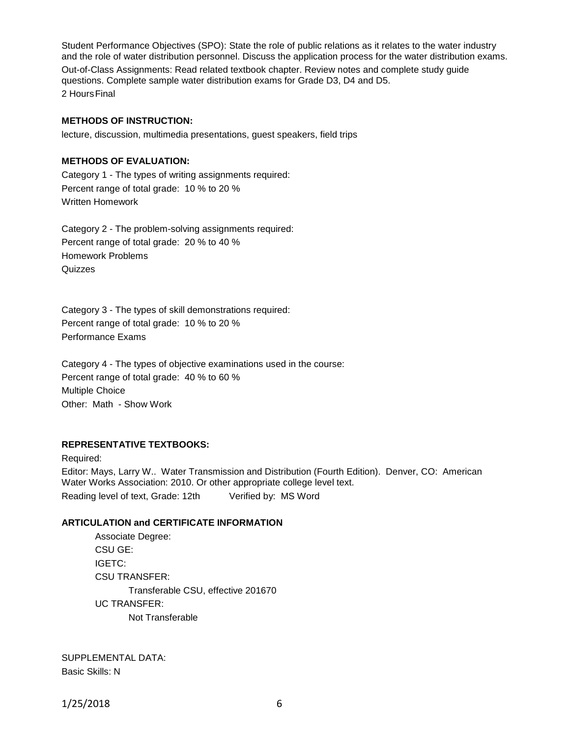Student Performance Objectives (SPO): State the role of public relations as it relates to the water industry and the role of water distribution personnel. Discuss the application process for the water distribution exams.

Out-of-Class Assignments: Read related textbook chapter. Review notes and complete study guide questions. Complete sample water distribution exams for Grade D3, D4 and D5.

2 Hours Final

**METHODS OF INSTRUCTION:**

lecture, discussion, multimedia presentations, guest speakers, field trips

**METHODS OF EVALUATION:**

Category 1 - The types of writing assignments required:
Percent range of total grade: 10 % to 20 %
Written Homework

Category 2 - The problem-solving assignments required:
Percent range of total grade: 20 % to 40 %
Homework Problems
Quizzes

Category 3 - The types of skill demonstrations required:
Percent range of total grade: 10 % to 20 %
Performance Exams

Category 4 - The types of objective examinations used in the course:
Percent range of total grade: 40 % to 60 %
Multiple Choice
Other: Math - Show Work

**REPRESENTATIVE TEXTBOOKS:**

Required:

Editor: Mays, Larry W.. Water Transmission and Distribution (Fourth Edition). Denver, CO: American Water Works Association: 2010. Or other appropriate college level text.

Reading level of text, Grade: 12th Verified by: MS Word

**ARTICULATION and CERTIFICATE INFORMATION**

Associate Degree:
CSU GE:
IGETC:
CSU TRANSFER:
Transferable CSU, effective 201670
UC TRANSFER:
Not Transferable

SUPPLEMENTAL DATA:
Basic Skills: N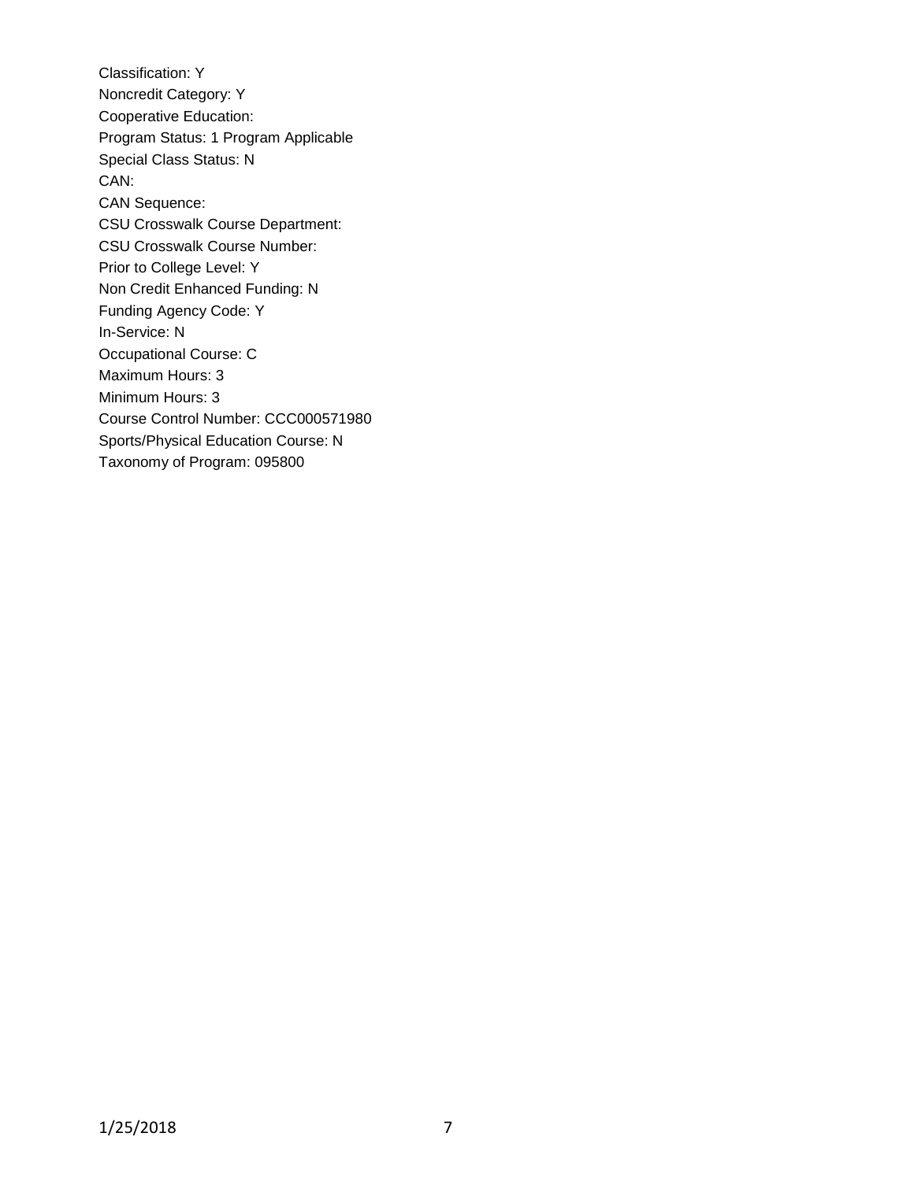Classification: Y
Noncredit Category: Y
Cooperative Education:
Program Status: 1 Program Applicable
Special Class Status: N
CAN:
CAN Sequence:
CSU Crosswalk Course Department:
CSU Crosswalk Course Number:
Prior to College Level: Y
Non Credit Enhanced Funding: N
Funding Agency Code: Y
In-Service: N
Occupational Course: C
Maximum Hours: 3
Minimum Hours: 3
Course Control Number: CCC000571980
Sports/Physical Education Course: N
Taxonomy of Program: 095800